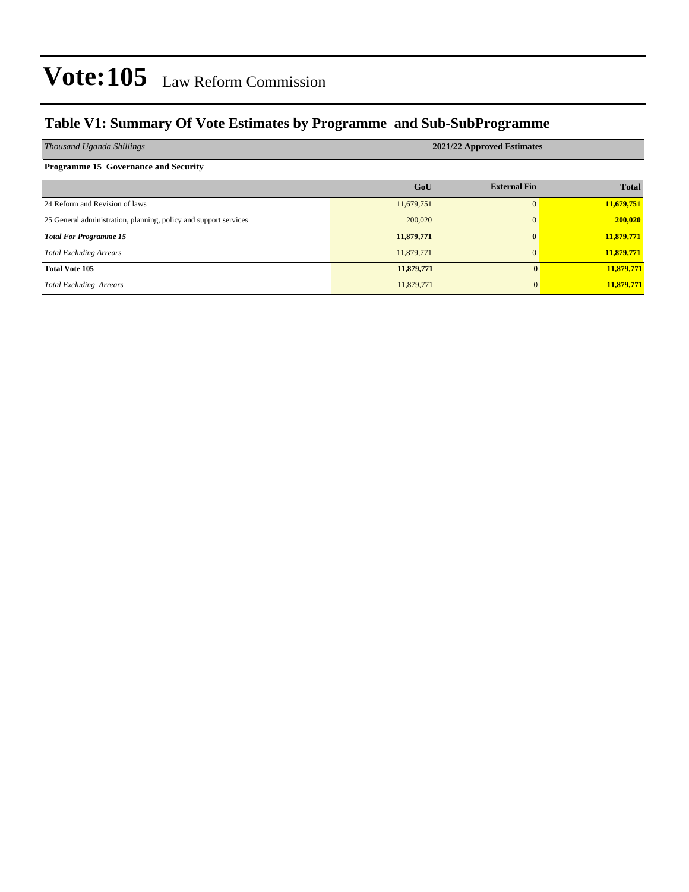# Vote:105 Law Reform Commission

## Table V1: Summary Of Vote Estimates by Programme and Sub-SubProgramme

| *Thousand Uganda Shillings* | 2021/22 Approved Estimates | | |
|---|---|---|---|
| **Programme 15 Governance and Security** | | | |
| | **GoU** | **External Fin** | **Total** |
| 24 Reform and Revision of laws | 11,679,751 | 0 | **11,679,751** |
| 25 General administration, planning, policy and support services | 200,020 | 0 | **200,020** |
| ***Total For Programme 15*** | **11,879,771** | **0** | **11,879,771** |
| *Total Excluding Arrears* | 11,879,771 | 0 | **11,879,771** |
| **Total Vote 105** | **11,879,771** | **0** | **11,879,771** |
| *Total Excluding Arrears* | 11,879,771 | 0 | **11,879,771** |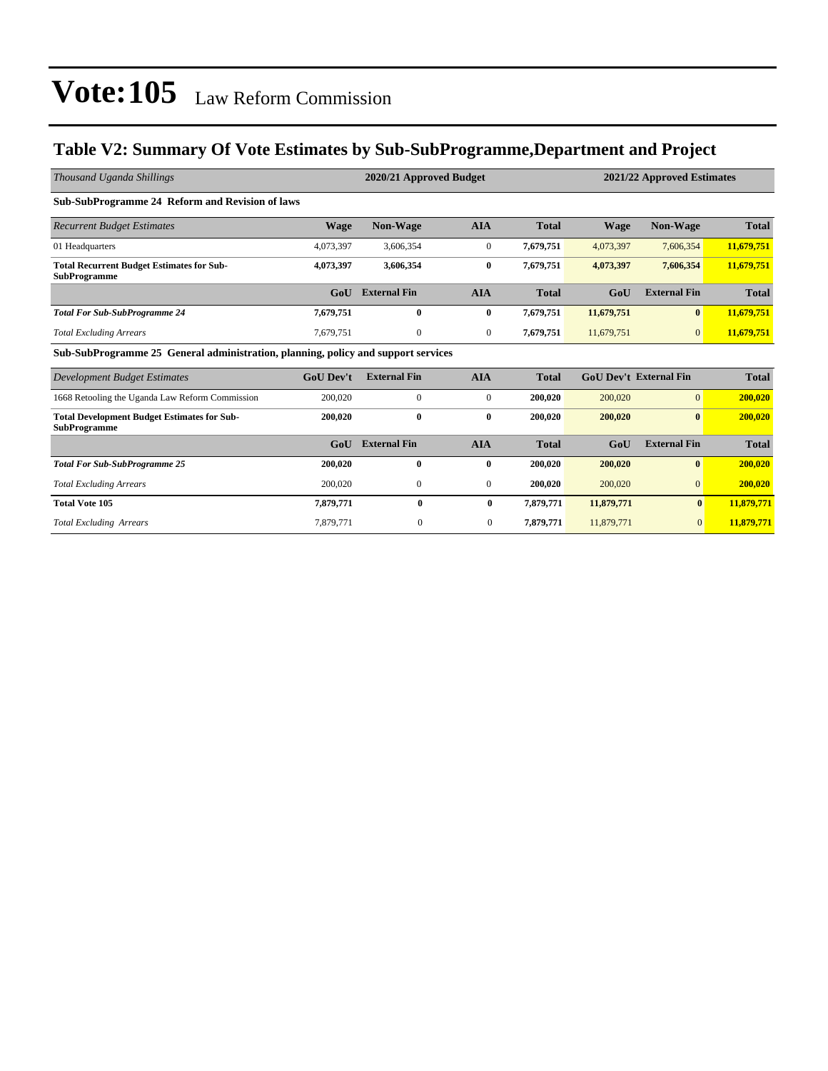# Vote:105 Law Reform Commission

## Table V2: Summary Of Vote Estimates by Sub-SubProgramme,Department and Project

| *Thousand Uganda Shillings* | 2020/21 Approved Budget | | | | 2021/22 Approved Estimates | | |
|---|---|---|---|---|---|---|---|
| **Sub-SubProgramme 24 Reform and Revision of laws** | | | | | | | |
| *Recurrent Budget Estimates* | **Wage** | **Non-Wage** | **AIA** | **Total** | **Wage** | **Non-Wage** | **Total** |
| 01 Headquarters | 4,073,397 | 3,606,354 | 0 | **7,679,751** | 4,073,397 | 7,606,354 | **11,679,751** |
| **Total Recurrent Budget Estimates for Sub-SubProgramme** | **4,073,397** | **3,606,354** | **0** | **7,679,751** | **4,073,397** | **7,606,354** | **11,679,751** |
| | **GoU** | **External Fin** | **AIA** | **Total** | **GoU** | **External Fin** | **Total** |
| ***Total For Sub-SubProgramme 24*** | **7,679,751** | **0** | **0** | **7,679,751** | **11,679,751** | **0** | **11,679,751** |
| *Total Excluding Arrears* | 7,679,751 | 0 | 0 | **7,679,751** | 11,679,751 | 0 | **11,679,751** |
| **Sub-SubProgramme 25 General administration, planning, policy and support services** | | | | | | | |
| *Development Budget Estimates* | **GoU Dev't** | **External Fin** | **AIA** | **Total** | **GoU Dev't** | **External Fin** | **Total** |
| 1668 Retooling the Uganda Law Reform Commission | 200,020 | 0 | 0 | **200,020** | 200,020 | 0 | **200,020** |
| **Total Development Budget Estimates for Sub-SubProgramme** | **200,020** | **0** | **0** | **200,020** | **200,020** | **0** | **200,020** |
| | **GoU** | **External Fin** | **AIA** | **Total** | **GoU** | **External Fin** | **Total** |
| ***Total For Sub-SubProgramme 25*** | **200,020** | **0** | **0** | **200,020** | **200,020** | **0** | **200,020** |
| *Total Excluding Arrears* | 200,020 | 0 | 0 | **200,020** | 200,020 | 0 | **200,020** |
| **Total Vote 105** | **7,879,771** | **0** | **0** | **7,879,771** | **11,879,771** | **0** | **11,879,771** |
| *Total Excluding Arrears* | 7,879,771 | 0 | 0 | **7,879,771** | 11,879,771 | 0 | **11,879,771** |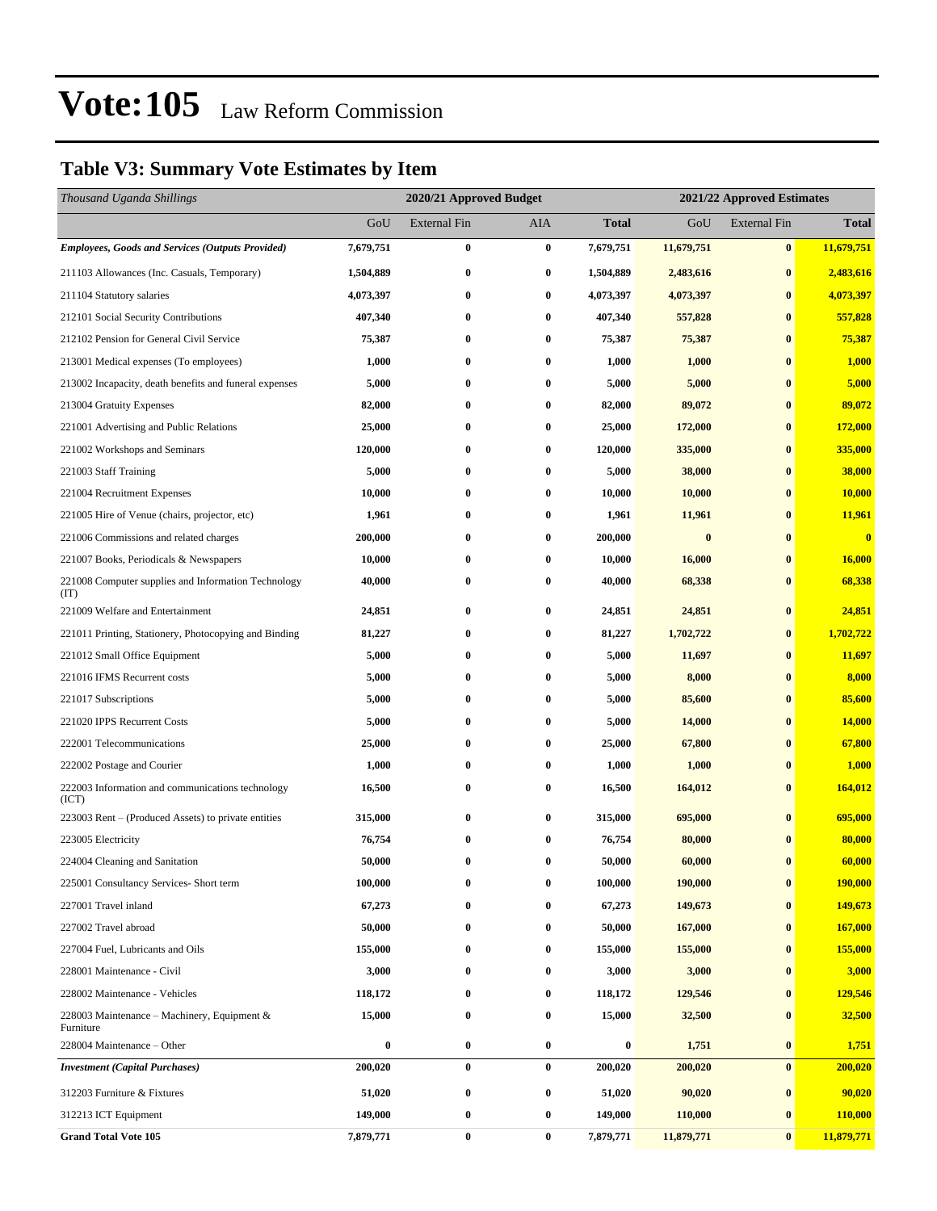# Vote:105 Law Reform Commission

## Table V3: Summary Vote Estimates by Item

| *Thousand Uganda Shillings* | 2020/21 Approved Budget | | | | 2021/22 Approved Estimates | | |
|---|---|---|---|---|---|---|---|
| | GoU | External Fin | AIA | **Total** | GoU | External Fin | **Total** |
| ***Employees, Goods and Services (Outputs Provided)*** | **7,679,751** | **0** | **0** | **7,679,751** | **11,679,751** | **0** | **11,679,751** |
| 211103 Allowances (Inc. Casuals, Temporary) | **1,504,889** | **0** | **0** | **1,504,889** | **2,483,616** | **0** | **2,483,616** |
| 211104 Statutory salaries | **4,073,397** | **0** | **0** | **4,073,397** | **4,073,397** | **0** | **4,073,397** |
| 212101 Social Security Contributions | **407,340** | **0** | **0** | **407,340** | **557,828** | **0** | **557,828** |
| 212102 Pension for General Civil Service | **75,387** | **0** | **0** | **75,387** | **75,387** | **0** | **75,387** |
| 213001 Medical expenses (To employees) | **1,000** | **0** | **0** | **1,000** | **1,000** | **0** | **1,000** |
| 213002 Incapacity, death benefits and funeral expenses | **5,000** | **0** | **0** | **5,000** | **5,000** | **0** | **5,000** |
| 213004 Gratuity Expenses | **82,000** | **0** | **0** | **82,000** | **89,072** | **0** | **89,072** |
| 221001 Advertising and Public Relations | **25,000** | **0** | **0** | **25,000** | **172,000** | **0** | **172,000** |
| 221002 Workshops and Seminars | **120,000** | **0** | **0** | **120,000** | **335,000** | **0** | **335,000** |
| 221003 Staff Training | **5,000** | **0** | **0** | **5,000** | **38,000** | **0** | **38,000** |
| 221004 Recruitment Expenses | **10,000** | **0** | **0** | **10,000** | **10,000** | **0** | **10,000** |
| 221005 Hire of Venue (chairs, projector, etc) | **1,961** | **0** | **0** | **1,961** | **11,961** | **0** | **11,961** |
| 221006 Commissions and related charges | **200,000** | **0** | **0** | **200,000** | **0** | **0** | **0** |
| 221007 Books, Periodicals & Newspapers | **10,000** | **0** | **0** | **10,000** | **16,000** | **0** | **16,000** |
| 221008 Computer supplies and Information Technology (IT) | **40,000** | **0** | **0** | **40,000** | **68,338** | **0** | **68,338** |
| 221009 Welfare and Entertainment | **24,851** | **0** | **0** | **24,851** | **24,851** | **0** | **24,851** |
| 221011 Printing, Stationery, Photocopying and Binding | **81,227** | **0** | **0** | **81,227** | **1,702,722** | **0** | **1,702,722** |
| 221012 Small Office Equipment | **5,000** | **0** | **0** | **5,000** | **11,697** | **0** | **11,697** |
| 221016 IFMS Recurrent costs | **5,000** | **0** | **0** | **5,000** | **8,000** | **0** | **8,000** |
| 221017 Subscriptions | **5,000** | **0** | **0** | **5,000** | **85,600** | **0** | **85,600** |
| 221020 IPPS Recurrent Costs | **5,000** | **0** | **0** | **5,000** | **14,000** | **0** | **14,000** |
| 222001 Telecommunications | **25,000** | **0** | **0** | **25,000** | **67,800** | **0** | **67,800** |
| 222002 Postage and Courier | **1,000** | **0** | **0** | **1,000** | **1,000** | **0** | **1,000** |
| 222003 Information and communications technology (ICT) | **16,500** | **0** | **0** | **16,500** | **164,012** | **0** | **164,012** |
| 223003 Rent – (Produced Assets) to private entities | **315,000** | **0** | **0** | **315,000** | **695,000** | **0** | **695,000** |
| 223005 Electricity | **76,754** | **0** | **0** | **76,754** | **80,000** | **0** | **80,000** |
| 224004 Cleaning and Sanitation | **50,000** | **0** | **0** | **50,000** | **60,000** | **0** | **60,000** |
| 225001 Consultancy Services- Short term | **100,000** | **0** | **0** | **100,000** | **190,000** | **0** | **190,000** |
| 227001 Travel inland | **67,273** | **0** | **0** | **67,273** | **149,673** | **0** | **149,673** |
| 227002 Travel abroad | **50,000** | **0** | **0** | **50,000** | **167,000** | **0** | **167,000** |
| 227004 Fuel, Lubricants and Oils | **155,000** | **0** | **0** | **155,000** | **155,000** | **0** | **155,000** |
| 228001 Maintenance - Civil | **3,000** | **0** | **0** | **3,000** | **3,000** | **0** | **3,000** |
| 228002 Maintenance - Vehicles | **118,172** | **0** | **0** | **118,172** | **129,546** | **0** | **129,546** |
| 228003 Maintenance – Machinery, Equipment & Furniture | **15,000** | **0** | **0** | **15,000** | **32,500** | **0** | **32,500** |
| 228004 Maintenance – Other | **0** | **0** | **0** | **0** | **1,751** | **0** | **1,751** |
| ***Investment (Capital Purchases)*** | **200,020** | **0** | **0** | **200,020** | **200,020** | **0** | **200,020** |
| 312203 Furniture & Fixtures | **51,020** | **0** | **0** | **51,020** | **90,020** | **0** | **90,020** |
| 312213 ICT Equipment | **149,000** | **0** | **0** | **149,000** | **110,000** | **0** | **110,000** |
| **Grand Total Vote 105** | **7,879,771** | **0** | **0** | **7,879,771** | **11,879,771** | **0** | **11,879,771** |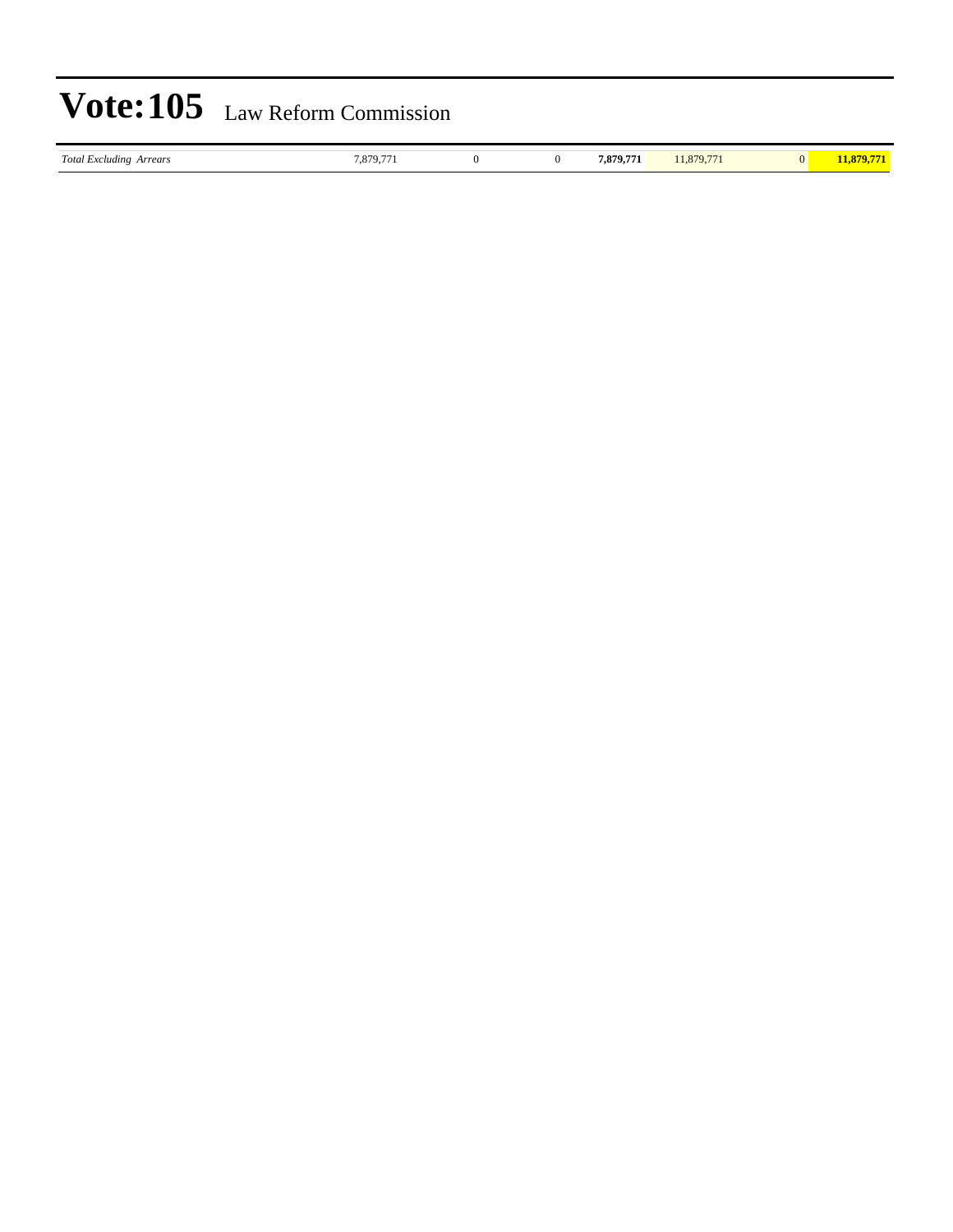# Vote:105 Law Reform Commission

| *Total Excluding Arrears* | 7,879,771 | 0 | 0 | **7,879,771** | 11,879,771 | 0 | **11,879,771** |
|---|---|---|---|---|---|---|---|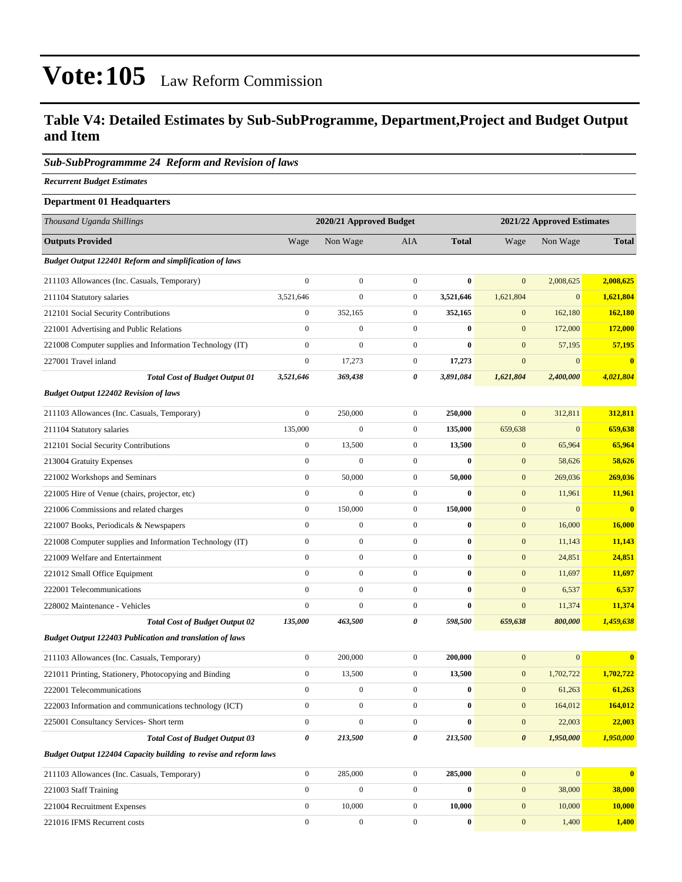# Vote:105 Law Reform Commission

## Table V4: Detailed Estimates by Sub-SubProgramme, Department,Project and Budget Output and Item

### *Sub-SubProgrammme 24 Reform and Revision of laws*

***Recurrent Budget Estimates***

**Department 01 Headquarters**

| *Thousand Uganda Shillings* | 2020/21 Approved Budget | | | | 2021/22 Approved Estimates | | |
|---|---|---|---|---|---|---|---|
| **Outputs Provided** | Wage | Non Wage | AIA | **Total** | Wage | Non Wage | **Total** |
| ***Budget Output 122401 Reform and simplification of laws*** | | | | | | | |
| 211103 Allowances (Inc. Casuals, Temporary) | 0 | 0 | 0 | **0** | 0 | 2,008,625 | **2,008,625** |
| 211104 Statutory salaries | 3,521,646 | 0 | 0 | **3,521,646** | 1,621,804 | 0 | **1,621,804** |
| 212101 Social Security Contributions | 0 | 352,165 | 0 | **352,165** | 0 | 162,180 | **162,180** |
| 221001 Advertising and Public Relations | 0 | 0 | 0 | **0** | 0 | 172,000 | **172,000** |
| 221008 Computer supplies and Information Technology (IT) | 0 | 0 | 0 | **0** | 0 | 57,195 | **57,195** |
| 227001 Travel inland | 0 | 17,273 | 0 | **17,273** | 0 | 0 | **0** |
| ***Total Cost of Budget Output 01*** | ***3,521,646*** | ***369,438*** | ***0*** | ***3,891,084*** | ***1,621,804*** | ***2,400,000*** | ***4,021,804*** |
| ***Budget Output 122402 Revision of laws*** | | | | | | | |
| 211103 Allowances (Inc. Casuals, Temporary) | 0 | 250,000 | 0 | **250,000** | 0 | 312,811 | **312,811** |
| 211104 Statutory salaries | 135,000 | 0 | 0 | **135,000** | 659,638 | 0 | **659,638** |
| 212101 Social Security Contributions | 0 | 13,500 | 0 | **13,500** | 0 | 65,964 | **65,964** |
| 213004 Gratuity Expenses | 0 | 0 | 0 | **0** | 0 | 58,626 | **58,626** |
| 221002 Workshops and Seminars | 0 | 50,000 | 0 | **50,000** | 0 | 269,036 | **269,036** |
| 221005 Hire of Venue (chairs, projector, etc) | 0 | 0 | 0 | **0** | 0 | 11,961 | **11,961** |
| 221006 Commissions and related charges | 0 | 150,000 | 0 | **150,000** | 0 | 0 | **0** |
| 221007 Books, Periodicals & Newspapers | 0 | 0 | 0 | **0** | 0 | 16,000 | **16,000** |
| 221008 Computer supplies and Information Technology (IT) | 0 | 0 | 0 | **0** | 0 | 11,143 | **11,143** |
| 221009 Welfare and Entertainment | 0 | 0 | 0 | **0** | 0 | 24,851 | **24,851** |
| 221012 Small Office Equipment | 0 | 0 | 0 | **0** | 0 | 11,697 | **11,697** |
| 222001 Telecommunications | 0 | 0 | 0 | **0** | 0 | 6,537 | **6,537** |
| 228002 Maintenance - Vehicles | 0 | 0 | 0 | **0** | 0 | 11,374 | **11,374** |
| ***Total Cost of Budget Output 02*** | ***135,000*** | ***463,500*** | ***0*** | ***598,500*** | ***659,638*** | ***800,000*** | ***1,459,638*** |
| ***Budget Output 122403 Publication and translation of laws*** | | | | | | | |
| 211103 Allowances (Inc. Casuals, Temporary) | 0 | 200,000 | 0 | **200,000** | 0 | 0 | **0** |
| 221011 Printing, Stationery, Photocopying and Binding | 0 | 13,500 | 0 | **13,500** | 0 | 1,702,722 | **1,702,722** |
| 222001 Telecommunications | 0 | 0 | 0 | **0** | 0 | 61,263 | **61,263** |
| 222003 Information and communications technology (ICT) | 0 | 0 | 0 | **0** | 0 | 164,012 | **164,012** |
| 225001 Consultancy Services- Short term | 0 | 0 | 0 | **0** | 0 | 22,003 | **22,003** |
| ***Total Cost of Budget Output 03*** | ***0*** | ***213,500*** | ***0*** | ***213,500*** | ***0*** | ***1,950,000*** | ***1,950,000*** |
| ***Budget Output 122404 Capacity building to revise and reform laws*** | | | | | | | |
| 211103 Allowances (Inc. Casuals, Temporary) | 0 | 285,000 | 0 | **285,000** | 0 | 0 | **0** |
| 221003 Staff Training | 0 | 0 | 0 | **0** | 0 | 38,000 | **38,000** |
| 221004 Recruitment Expenses | 0 | 10,000 | 0 | **10,000** | 0 | 10,000 | **10,000** |
| 221016 IFMS Recurrent costs | 0 | 0 | 0 | **0** | 0 | 1,400 | **1,400** |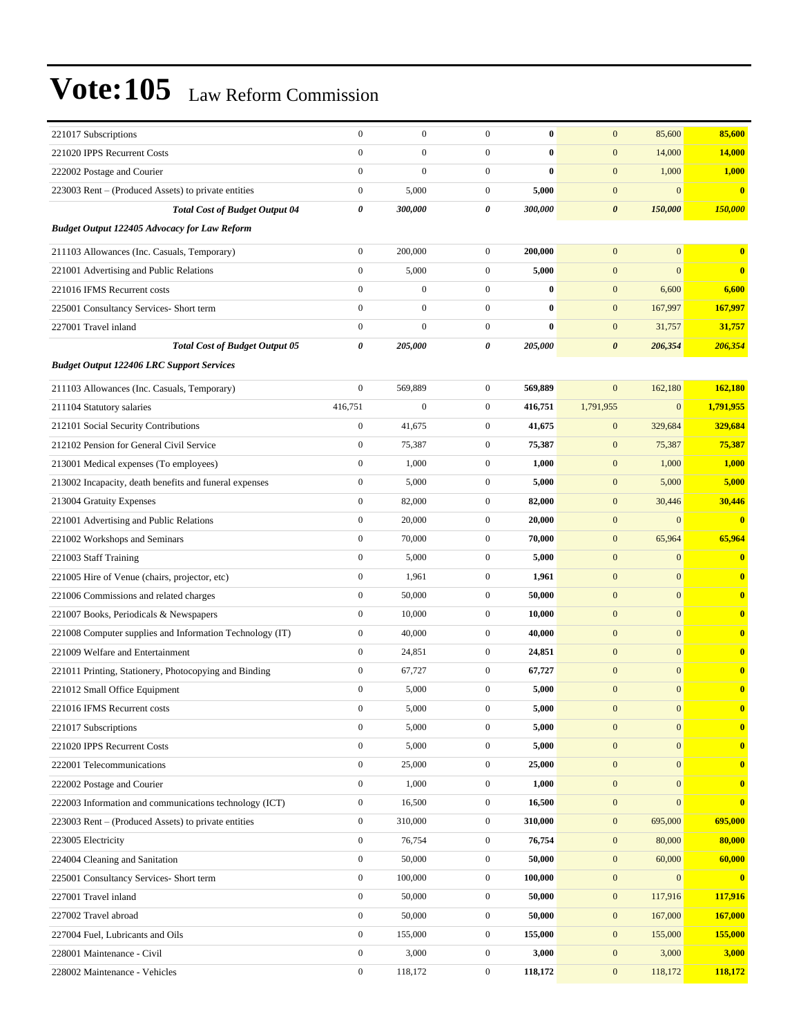# Vote:105 Law Reform Commission

| | | | | | | | |
|---|---|---|---|---|---|---|---|
| 221017 Subscriptions | 0 | 0 | 0 | **0** | 0 | 85,600 | **85,600** |
| 221020 IPPS Recurrent Costs | 0 | 0 | 0 | **0** | 0 | 14,000 | **14,000** |
| 222002 Postage and Courier | 0 | 0 | 0 | **0** | 0 | 1,000 | **1,000** |
| 223003 Rent – (Produced Assets) to private entities | 0 | 5,000 | 0 | **5,000** | 0 | 0 | **0** |
| ***Total Cost of Budget Output 04*** | ***0*** | ***300,000*** | ***0*** | ***300,000*** | ***0*** | ***150,000*** | ***150,000*** |
| ***Budget Output 122405 Advocacy for Law Reform*** | | | | | | | |
| 211103 Allowances (Inc. Casuals, Temporary) | 0 | 200,000 | 0 | **200,000** | 0 | 0 | **0** |
| 221001 Advertising and Public Relations | 0 | 5,000 | 0 | **5,000** | 0 | 0 | **0** |
| 221016 IFMS Recurrent costs | 0 | 0 | 0 | **0** | 0 | 6,600 | **6,600** |
| 225001 Consultancy Services- Short term | 0 | 0 | 0 | **0** | 0 | 167,997 | **167,997** |
| 227001 Travel inland | 0 | 0 | 0 | **0** | 0 | 31,757 | **31,757** |
| ***Total Cost of Budget Output 05*** | ***0*** | ***205,000*** | ***0*** | ***205,000*** | ***0*** | ***206,354*** | ***206,354*** |
| ***Budget Output 122406 LRC Support Services*** | | | | | | | |
| 211103 Allowances (Inc. Casuals, Temporary) | 0 | 569,889 | 0 | **569,889** | 0 | 162,180 | **162,180** |
| 211104 Statutory salaries | 416,751 | 0 | 0 | **416,751** | 1,791,955 | 0 | **1,791,955** |
| 212101 Social Security Contributions | 0 | 41,675 | 0 | **41,675** | 0 | 329,684 | **329,684** |
| 212102 Pension for General Civil Service | 0 | 75,387 | 0 | **75,387** | 0 | 75,387 | **75,387** |
| 213001 Medical expenses (To employees) | 0 | 1,000 | 0 | **1,000** | 0 | 1,000 | **1,000** |
| 213002 Incapacity, death benefits and funeral expenses | 0 | 5,000 | 0 | **5,000** | 0 | 5,000 | **5,000** |
| 213004 Gratuity Expenses | 0 | 82,000 | 0 | **82,000** | 0 | 30,446 | **30,446** |
| 221001 Advertising and Public Relations | 0 | 20,000 | 0 | **20,000** | 0 | 0 | **0** |
| 221002 Workshops and Seminars | 0 | 70,000 | 0 | **70,000** | 0 | 65,964 | **65,964** |
| 221003 Staff Training | 0 | 5,000 | 0 | **5,000** | 0 | 0 | **0** |
| 221005 Hire of Venue (chairs, projector, etc) | 0 | 1,961 | 0 | **1,961** | 0 | 0 | **0** |
| 221006 Commissions and related charges | 0 | 50,000 | 0 | **50,000** | 0 | 0 | **0** |
| 221007 Books, Periodicals & Newspapers | 0 | 10,000 | 0 | **10,000** | 0 | 0 | **0** |
| 221008 Computer supplies and Information Technology (IT) | 0 | 40,000 | 0 | **40,000** | 0 | 0 | **0** |
| 221009 Welfare and Entertainment | 0 | 24,851 | 0 | **24,851** | 0 | 0 | **0** |
| 221011 Printing, Stationery, Photocopying and Binding | 0 | 67,727 | 0 | **67,727** | 0 | 0 | **0** |
| 221012 Small Office Equipment | 0 | 5,000 | 0 | **5,000** | 0 | 0 | **0** |
| 221016 IFMS Recurrent costs | 0 | 5,000 | 0 | **5,000** | 0 | 0 | **0** |
| 221017 Subscriptions | 0 | 5,000 | 0 | **5,000** | 0 | 0 | **0** |
| 221020 IPPS Recurrent Costs | 0 | 5,000 | 0 | **5,000** | 0 | 0 | **0** |
| 222001 Telecommunications | 0 | 25,000 | 0 | **25,000** | 0 | 0 | **0** |
| 222002 Postage and Courier | 0 | 1,000 | 0 | **1,000** | 0 | 0 | **0** |
| 222003 Information and communications technology (ICT) | 0 | 16,500 | 0 | **16,500** | 0 | 0 | **0** |
| 223003 Rent – (Produced Assets) to private entities | 0 | 310,000 | 0 | **310,000** | 0 | 695,000 | **695,000** |
| 223005 Electricity | 0 | 76,754 | 0 | **76,754** | 0 | 80,000 | **80,000** |
| 224004 Cleaning and Sanitation | 0 | 50,000 | 0 | **50,000** | 0 | 60,000 | **60,000** |
| 225001 Consultancy Services- Short term | 0 | 100,000 | 0 | **100,000** | 0 | 0 | **0** |
| 227001 Travel inland | 0 | 50,000 | 0 | **50,000** | 0 | 117,916 | **117,916** |
| 227002 Travel abroad | 0 | 50,000 | 0 | **50,000** | 0 | 167,000 | **167,000** |
| 227004 Fuel, Lubricants and Oils | 0 | 155,000 | 0 | **155,000** | 0 | 155,000 | **155,000** |
| 228001 Maintenance - Civil | 0 | 3,000 | 0 | **3,000** | 0 | 3,000 | **3,000** |
| 228002 Maintenance - Vehicles | 0 | 118,172 | 0 | **118,172** | 0 | 118,172 | **118,172** |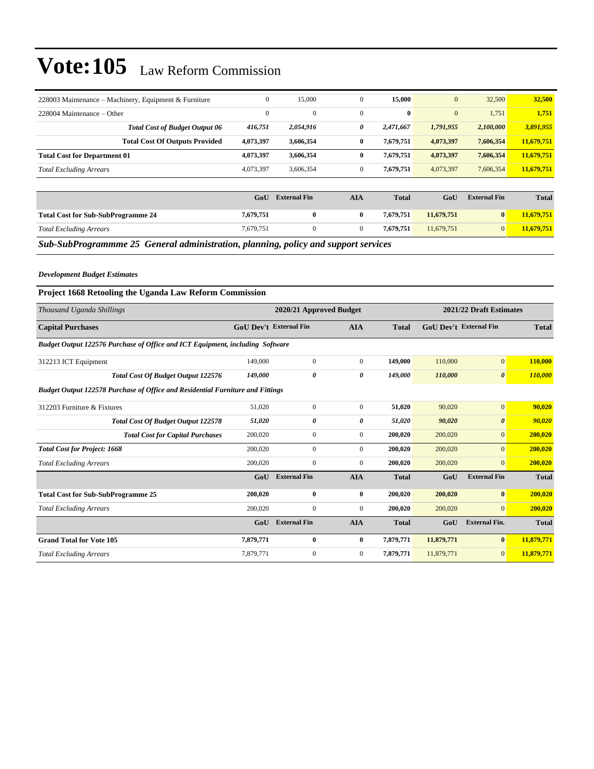# Vote:105 Law Reform Commission

| | | | | | | | |
|---|---|---|---|---|---|---|---|
| 228003 Maintenance – Machinery, Equipment & Furniture | 0 | 15,000 | 0 | **15,000** | 0 | 32,500 | **32,500** |
| 228004 Maintenance – Other | 0 | 0 | 0 | **0** | 0 | 1,751 | **1,751** |
| ***Total Cost of Budget Output 06*** | ***416,751*** | ***2,054,916*** | ***0*** | ***2,471,667*** | ***1,791,955*** | ***2,100,000*** | ***3,891,955*** |
| **Total Cost Of Outputs Provided** | **4,073,397** | **3,606,354** | **0** | **7,679,751** | **4,073,397** | **7,606,354** | **11,679,751** |
| **Total Cost for Department 01** | **4,073,397** | **3,606,354** | **0** | **7,679,751** | **4,073,397** | **7,606,354** | **11,679,751** |
| *Total Excluding Arrears* | 4,073,397 | 3,606,354 | 0 | **7,679,751** | 4,073,397 | 7,606,354 | **11,679,751** |

| | GoU | External Fin | AIA | Total | GoU | External Fin | Total |
|---|---|---|---|---|---|---|---|
| **Total Cost for Sub-SubProgramme 24** | **7,679,751** | **0** | **0** | **7,679,751** | **11,679,751** | **0** | **11,679,751** |
| *Total Excluding Arrears* | 7,679,751 | 0 | 0 | **7,679,751** | 11,679,751 | 0 | **11,679,751** |

## *Sub-SubProgrammme 25 General administration, planning, policy and support services*

***Development Budget Estimates***

### Project 1668 Retooling the Uganda Law Reform Commission

| *Thousand Uganda Shillings* | 2020/21 Approved Budget | | | | 2021/22 Draft Estimates | | |
|---|---|---|---|---|---|---|---|
| **Capital Purchases** | **GoU Dev't** | **External Fin** | **AIA** | **Total** | **GoU Dev't** | **External Fin** | **Total** |
| ***Budget Output 122576 Purchase of Office and ICT Equipment, including Software*** | | | | | | | |
| 312213 ICT Equipment | 149,000 | 0 | 0 | **149,000** | 110,000 | 0 | **110,000** |
| ***Total Cost Of Budget Output 122576*** | ***149,000*** | ***0*** | ***0*** | ***149,000*** | ***110,000*** | ***0*** | ***110,000*** |
| ***Budget Output 122578 Purchase of Office and Residential Furniture and Fittings*** | | | | | | | |
| 312203 Furniture & Fixtures | 51,020 | 0 | 0 | **51,020** | 90,020 | 0 | **90,020** |
| ***Total Cost Of Budget Output 122578*** | ***51,020*** | ***0*** | ***0*** | ***51,020*** | ***90,020*** | ***0*** | ***90,020*** |
| ***Total Cost for Capital Purchases*** | 200,020 | 0 | 0 | 200,020 | 200,020 | 0 | **200,020** |
| ***Total Cost for Project: 1668*** | 200,020 | 0 | 0 | 200,020 | 200,020 | 0 | **200,020** |
| *Total Excluding Arrears* | 200,020 | 0 | 0 | 200,020 | 200,020 | 0 | **200,020** |

| | GoU | External Fin | AIA | Total | GoU | External Fin | Total |
|---|---|---|---|---|---|---|---|
| **Total Cost for Sub-SubProgramme 25** | **200,020** | **0** | **0** | **200,020** | **200,020** | **0** | **200,020** |
| *Total Excluding Arrears* | 200,020 | 0 | 0 | **200,020** | 200,020 | 0 | **200,020** |

| | GoU | External Fin | AIA | Total | GoU | External Fin. | Total |
|---|---|---|---|---|---|---|---|
| **Grand Total for Vote 105** | **7,879,771** | **0** | **0** | **7,879,771** | **11,879,771** | **0** | **11,879,771** |
| *Total Excluding Arrears* | 7,879,771 | 0 | 0 | **7,879,771** | 11,879,771 | 0 | **11,879,771** |